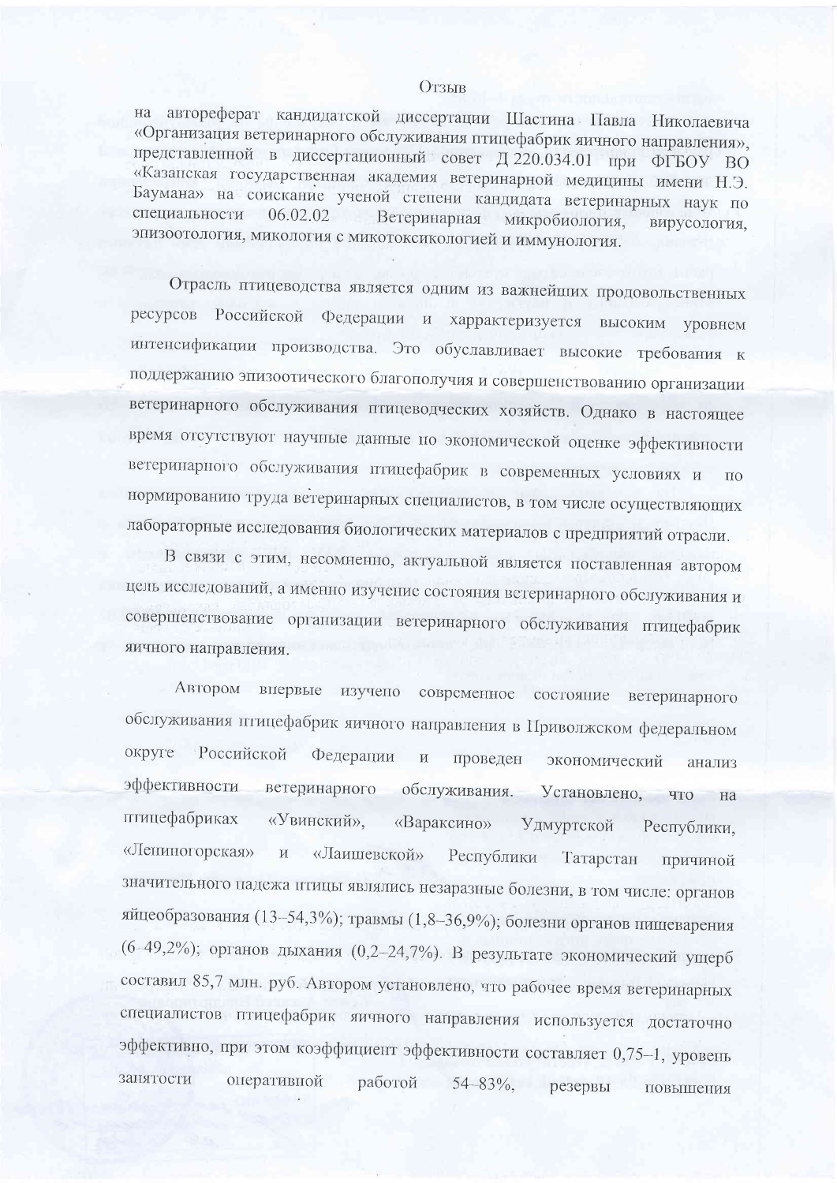Отзыв

на автореферат кандидатской диссертации Шастина Павла Николаевича «Организация ветеринарного обслуживания птицефабрик яичного направления», представленной в диссертационный совет Д 220.034.01 при ФГБОУ ВО «Казанская государственная академия ветеринарной медицины имени Н.Э. Баумана» на соискание ученой степени кандидата ветеринарных наук по специальности 06.02.02 Ветеринарная микробиология, вирусология, эпизоотология, микология с микотоксикологией и иммунология.

Отрасль птицеводства является одним из важнейших продовольственных ресурсов Российской Федерации и харрактеризуется высоким уровнем интенсификации производства. Это обуславливает высокие требования к поддержанию эпизоотического благополучия и совершенствованию организации ветеринарного обслуживания птицеводческих хозяйств. Однако в настоящее время отсутствуют научные данные по экономической оценке эффективности ветеринарного обслуживания птицефабрик в современных условиях и по нормированию труда ветеринарных специалистов, в том числе осуществляющих лабораторные исследования биологических материалов с предприятий отрасли.

В связи с этим, несомненно, актуальной является поставленная автором цель исследований, а именно изучение состояния ветеринарного обслуживания и совершенствование организации ветеринарного обслуживания птицефабрик яичного направления.

Автором впервые изучено современное состояние ветеринарного обслуживания птицефабрик яичного направления в Приволжском федеральном округе Российской Федерации и проведен экономический анализ эффективности ветеринарного обслуживания. Установлено, что на птицефабриках «Увинский», «Вараксино» Удмуртской Республики, «Лениногорская» и «Лаишевской» Республики Татарстан причиной значительного падежа птицы являлись незаразные болезни, в том числе: органов яйцеобразования (13–54,3%); травмы (1,8–36,9%); болезни органов пищеварения (6–49,2%); органов дыхания (0,2–24,7%). В результате экономический ущерб составил 85,7 млн. руб. Автором установлено, что рабочее время ветеринарных специалистов птицефабрик яичного направления используется достаточно эффективно, при этом коэффициент эффективности составляет 0,75–1, уровень занятости оперативной работой 54–83%, резервы повышения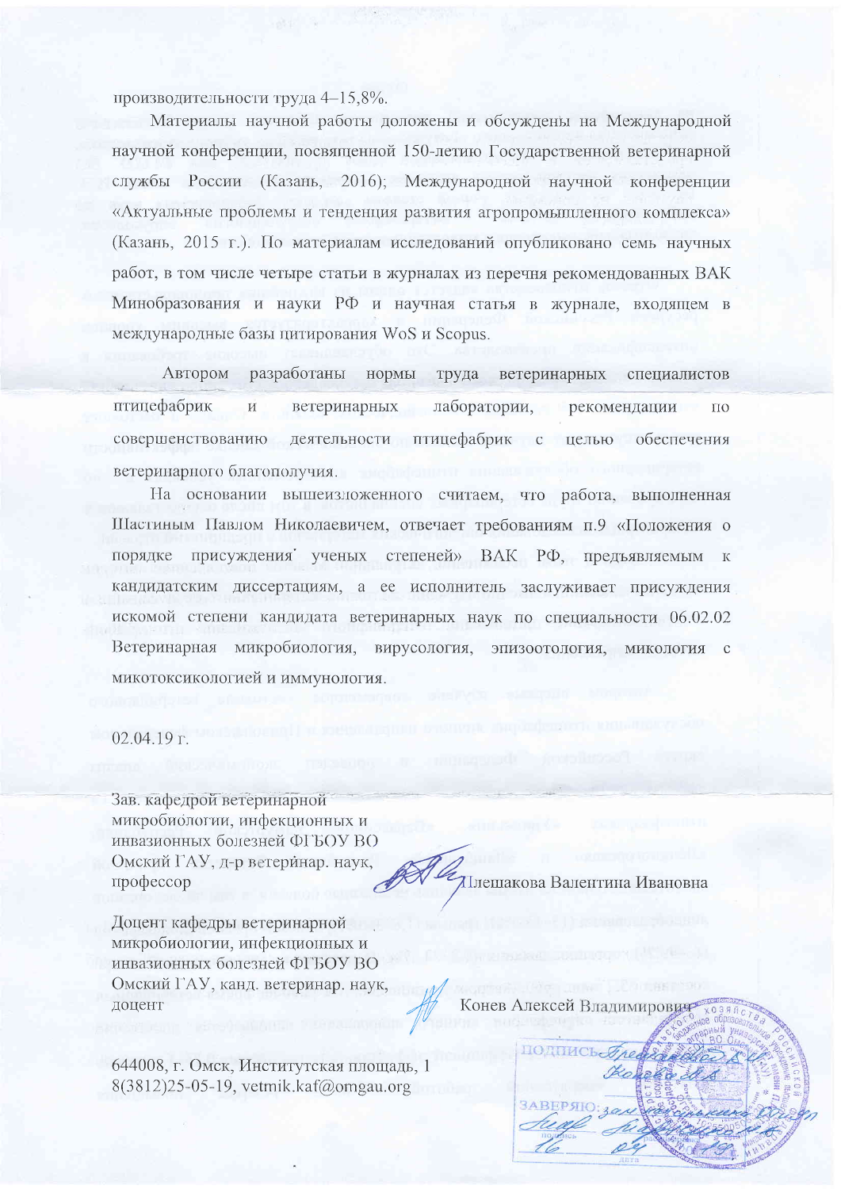производительности труда 4–15,8%.

Материалы научной работы доложены и обсуждены на Международной научной конференции, посвященной 150-летию Государственной ветеринарной службы России (Казань, 2016); Международной научной конференции «Актуальные проблемы и тенденция развития агропромышленного комплекса» (Казань, 2015 г.). По материалам исследований опубликовано семь научных работ, в том числе четыре статьи в журналах из перечня рекомендованных ВАК Минобразования и науки РФ и научная статья в журнале, входящем в международные базы цитирования WoS и Scopus.

Автором разработаны нормы труда ветеринарных специалистов птицефабрик и ветеринарных лаборатории, рекомендации по совершенствованию деятельности птицефабрик с целью обеспечения ветеринарного благополучия.

На основании вышеизложенного считаем, что работа, выполненная Шастиным Павлом Николаевичем, отвечает требованиям п.9 «Положения о порядке присуждения ученых степеней» ВАК РФ, предъявляемым к кандидатским диссертациям, а ее исполнитель заслуживает присуждения искомой степени кандидата ветеринарных наук по специальности 06.02.02 Ветеринарная микробиология, вирусология, эпизоотология, микология с микотоксикологией и иммунология.

02.04.19 г.

Зав. кафедрой ветеринарной микробиологии, инфекционных и инвазионных болезней ФГБОУ ВО Омский ГАУ, д-р ветеринар. наук, профессор — Плешакова Валентина Ивановна

Доцент кафедры ветеринарной микробиологии, инфекционных и инвазионных болезней ФГБОУ ВО Омский ГАУ, канд. ветеринар. наук, доцент — Конев Алексей Владимирович

644008, г. Омск, Институтская площадь, 1
8(3812)25-05-19, vetmik.kaf@omgau.org

ПОДПИСЬ
ЗАВЕРЯЮ:
16 04 19